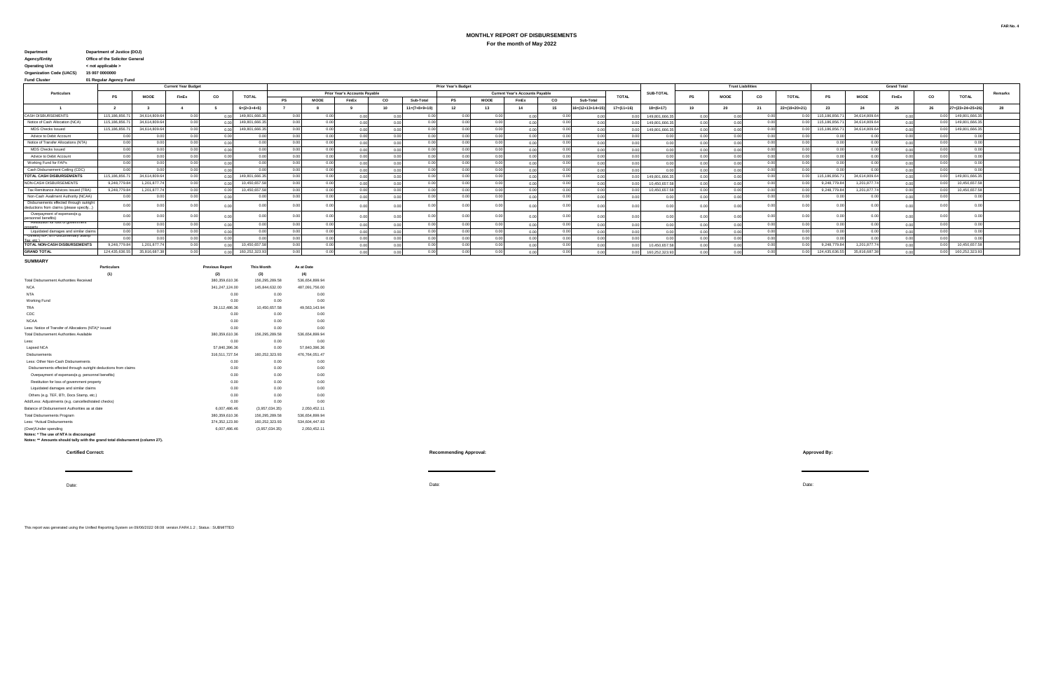FAR No. 4

# MONTHLY REPORT OF DISBURSEMENTS
## For the month of May 2022

**Department** Department of Justice (DOJ)
**Agency/Entity** Office of the Solicitor General
**Operating Unit** < not applicable >
**Organization Code (UACS)** 15 007 0000000
**Fund Cluster** 01 Regular Agency Fund

| Particulars | Current Year Budget | | | | | Prior Year's Budget | | | | | | | | | | | | | Trust Liabilities | | | | Grand Total | | | | | Remarks |
|---|---|---|---|---|---|---|---|---|---|---|---|---|---|---|---|---|---|---|---|---|---|---|---|---|---|---|---|---|
| | PS | MOOE | FinEx | CO | TOTAL | Prior Year's Accounts Payable | | | | | Current Year's Accounts Payable | | | | | TOTAL | SUB-TOTAL | | PS | MOOE | CO | TOTAL | PS | MOOE | FinEx | CO | TOTAL | |
| | | | | | | PS | MOOE | FinEx | CO | Sub-Total | PS | MOOE | FinEx | CO | Sub-Total | | | | | | | | | | | | | |
| 1 | 2 | 3 | 4 | 5 | 6=(2+3+4+5) | 7 | 8 | 9 | 10 | 11=(7+8+9+10) | 12 | 13 | 14 | 15 | 16=(12+13+14+15) | 17=(11+16) | 18=(6+17) | | 19 | 20 | 21 | 22=(19+20+21) | 23 | 24 | 25 | 26 | 27=(23+24+25+26) | 28 |
| CASH DISBURSEMENTS | 115,186,856.71 | 34,614,809.64 | 0.00 | 0.00 | 149,801,666.35 | 0.00 | 0.00 | 0.00 | 0.00 | 0.00 | 0.00 | 0.00 | 0.00 | 0.00 | 0.00 | 0.00 | 149,801,666.35 | | 0.00 | 0.00 | 0.00 | 0.00 | 115,186,856.71 | 34,614,809.64 | 0.00 | 0.00 | 149,801,666.35 | |
| Notice of Cash Allocation (NCA) | 115,186,856.71 | 34,614,809.64 | 0.00 | 0.00 | 149,801,666.35 | 0.00 | 0.00 | 0.00 | 0.00 | 0.00 | 0.00 | 0.00 | 0.00 | 0.00 | 0.00 | 0.00 | 149,801,666.35 | | 0.00 | 0.00 | 0.00 | 0.00 | 115,186,856.71 | 34,614,809.64 | 0.00 | 0.00 | 149,801,666.35 | |
| MDS Checks Issued | 115,186,856.71 | 34,614,809.64 | 0.00 | 0.00 | 149,801,666.35 | 0.00 | 0.00 | 0.00 | 0.00 | 0.00 | 0.00 | 0.00 | 0.00 | 0.00 | 0.00 | 0.00 | 149,801,666.35 | | 0.00 | 0.00 | 0.00 | 0.00 | 115,186,856.71 | 34,614,809.64 | 0.00 | 0.00 | 149,801,666.35 | |
| Advice to Debit Account | 0.00 | 0.00 | 0.00 | 0.00 | 0.00 | 0.00 | 0.00 | 0.00 | 0.00 | 0.00 | 0.00 | 0.00 | 0.00 | 0.00 | 0.00 | 0.00 | 0.00 | | 0.00 | 0.00 | 0.00 | 0.00 | 0.00 | 0.00 | 0.00 | 0.00 | 0.00 | |
| Notice of Transfer Allocations (NTA) | 0.00 | 0.00 | 0.00 | 0.00 | 0.00 | 0.00 | 0.00 | 0.00 | 0.00 | 0.00 | 0.00 | 0.00 | 0.00 | 0.00 | 0.00 | 0.00 | 0.00 | | 0.00 | 0.00 | 0.00 | 0.00 | 0.00 | 0.00 | 0.00 | 0.00 | 0.00 | |
| MDS Checks Issued | 0.00 | 0.00 | 0.00 | 0.00 | 0.00 | 0.00 | 0.00 | 0.00 | 0.00 | 0.00 | 0.00 | 0.00 | 0.00 | 0.00 | 0.00 | 0.00 | 0.00 | | 0.00 | 0.00 | 0.00 | 0.00 | 0.00 | 0.00 | 0.00 | 0.00 | 0.00 | |
| Advice to Debit Account | 0.00 | 0.00 | 0.00 | 0.00 | 0.00 | 0.00 | 0.00 | 0.00 | 0.00 | 0.00 | 0.00 | 0.00 | 0.00 | 0.00 | 0.00 | 0.00 | 0.00 | | 0.00 | 0.00 | 0.00 | 0.00 | 0.00 | 0.00 | 0.00 | 0.00 | 0.00 | |
| Working Fund for FAPs | 0.00 | 0.00 | 0.00 | 0.00 | 0.00 | 0.00 | 0.00 | 0.00 | 0.00 | 0.00 | 0.00 | 0.00 | 0.00 | 0.00 | 0.00 | 0.00 | 0.00 | | 0.00 | 0.00 | 0.00 | 0.00 | 0.00 | 0.00 | 0.00 | 0.00 | 0.00 | |
| Cash Disbursement Ceiling (CDC) | 0.00 | 0.00 | 0.00 | 0.00 | 0.00 | 0.00 | 0.00 | 0.00 | 0.00 | 0.00 | 0.00 | 0.00 | 0.00 | 0.00 | 0.00 | 0.00 | 0.00 | | 0.00 | 0.00 | 0.00 | 0.00 | 0.00 | 0.00 | 0.00 | 0.00 | 0.00 | |
| TOTAL CASH DISBURSEMENTS | 115,186,856.71 | 34,614,809.64 | 0.00 | 0.00 | 149,801,666.35 | 0.00 | 0.00 | 0.00 | 0.00 | 0.00 | 0.00 | 0.00 | 0.00 | 0.00 | 0.00 | 0.00 | 149,801,666.35 | | 0.00 | 0.00 | 0.00 | 0.00 | 115,186,856.71 | 34,614,809.64 | 0.00 | 0.00 | 149,801,666.35 | |
| NON-CASH DISBURSEMENTS | 9,248,779.84 | 1,201,877.74 | 0.00 | 0.00 | 10,450,657.58 | 0.00 | 0.00 | 0.00 | 0.00 | 0.00 | 0.00 | 0.00 | 0.00 | 0.00 | 0.00 | 0.00 | 10,450,657.58 | | 0.00 | 0.00 | 0.00 | 0.00 | 9,248,779.84 | 1,201,877.74 | 0.00 | 0.00 | 10,450,657.58 | |
| Tax Remittance Advices Issued (TRA) | 9,248,779.84 | 1,201,877.74 | 0.00 | 0.00 | 10,450,657.58 | 0.00 | 0.00 | 0.00 | 0.00 | 0.00 | 0.00 | 0.00 | 0.00 | 0.00 | 0.00 | 0.00 | 10,450,657.58 | | 0.00 | 0.00 | 0.00 | 0.00 | 9,248,779.84 | 1,201,877.74 | 0.00 | 0.00 | 10,450,657.58 | |
| Non-Cash Availment Authority (NCAA) | 0.00 | 0.00 | 0.00 | 0.00 | 0.00 | 0.00 | 0.00 | 0.00 | 0.00 | 0.00 | 0.00 | 0.00 | 0.00 | 0.00 | 0.00 | 0.00 | 0.00 | | 0.00 | 0.00 | 0.00 | 0.00 | 0.00 | 0.00 | 0.00 | 0.00 | 0.00 | |
| Disbursements effected through outright deductions from claims (please specify...) | 0.00 | 0.00 | 0.00 | 0.00 | 0.00 | 0.00 | 0.00 | 0.00 | 0.00 | 0.00 | 0.00 | 0.00 | 0.00 | 0.00 | 0.00 | 0.00 | 0.00 | | 0.00 | 0.00 | 0.00 | 0.00 | 0.00 | 0.00 | 0.00 | 0.00 | 0.00 | |
| Overpayment of expenses(e.g. personnel benefits) | 0.00 | 0.00 | 0.00 | 0.00 | 0.00 | 0.00 | 0.00 | 0.00 | 0.00 | 0.00 | 0.00 | 0.00 | 0.00 | 0.00 | 0.00 | 0.00 | 0.00 | | 0.00 | 0.00 | 0.00 | 0.00 | 0.00 | 0.00 | 0.00 | 0.00 | 0.00 | |
| Restitution for loss of government property | 0.00 | 0.00 | 0.00 | 0.00 | 0.00 | 0.00 | 0.00 | 0.00 | 0.00 | 0.00 | 0.00 | 0.00 | 0.00 | 0.00 | 0.00 | 0.00 | 0.00 | | 0.00 | 0.00 | 0.00 | 0.00 | 0.00 | 0.00 | 0.00 | 0.00 | 0.00 | |
| Liquidated damages and similar claims | 0.00 | 0.00 | 0.00 | 0.00 | 0.00 | 0.00 | 0.00 | 0.00 | 0.00 | 0.00 | 0.00 | 0.00 | 0.00 | 0.00 | 0.00 | 0.00 | 0.00 | | 0.00 | 0.00 | 0.00 | 0.00 | 0.00 | 0.00 | 0.00 | 0.00 | 0.00 | |
| Others (e.g. TEF, BTr, Documentary Stamp Tax, etc.) | 0.00 | 0.00 | 0.00 | 0.00 | 0.00 | 0.00 | 0.00 | 0.00 | 0.00 | 0.00 | 0.00 | 0.00 | 0.00 | 0.00 | 0.00 | 0.00 | 0.00 | | 0.00 | 0.00 | 0.00 | 0.00 | 0.00 | 0.00 | 0.00 | 0.00 | 0.00 | |
| TOTAL NON-CASH DISBURSEMENTS | 9,248,779.84 | 1,201,877.74 | 0.00 | 0.00 | 10,450,657.58 | 0.00 | 0.00 | 0.00 | 0.00 | 0.00 | 0.00 | 0.00 | 0.00 | 0.00 | 0.00 | 0.00 | 10,450,657.58 | | 0.00 | 0.00 | 0.00 | 0.00 | 9,248,779.84 | 1,201,877.74 | 0.00 | 0.00 | 10,450,657.58 | |
| GRAND TOTAL | 124,435,636.55 | 35,816,687.38 | 0.00 | 0.00 | 160,252,323.93 | 0.00 | 0.00 | 0.00 | 0.00 | 0.00 | 0.00 | 0.00 | 0.00 | 0.00 | 0.00 | 0.00 | 160,252,323.93 | | 0.00 | 0.00 | 0.00 | 0.00 | 124,435,636.55 | 35,816,687.38 | 0.00 | 0.00 | 160,252,323.93 | |

**SUMMARY**

| Particulars | Previous Report | This Month | As at Date |
|---|---|---|---|
| (1) | (2) | (3) | (4) |
| Total Disbursement Authorities Received | 380,359,610.36 | 156,295,289.58 | 536,654,899.94 |
| NCA | 341,247,124.00 | 145,844,632.00 | 487,091,756.00 |
| NTA | 0.00 | 0.00 | 0.00 |
| Working Fund | 0.00 | 0.00 | 0.00 |
| TRA | 39,112,486.36 | 10,450,657.58 | 49,563,143.94 |
| CDC | 0.00 | 0.00 | 0.00 |
| NCAA | 0.00 | 0.00 | 0.00 |
| Less: Notice of Transfer of Allocations (NTA)* issued | 0.00 | 0.00 | 0.00 |
| Total Disbursement Authorities Available | 380,359,610.36 | 156,295,289.58 | 536,654,899.94 |
| Less: | 0.00 | 0.00 | 0.00 |
| Lapsed NCA | 57,840,396.36 | 0.00 | 57,840,396.36 |
| Disbursements | 316,511,727.54 | 160,252,323.93 | 476,764,051.47 |
| Less: Other Non-Cash Disbursements | 0.00 | 0.00 | 0.00 |
| Disbursements effected through outright deductions from claims | 0.00 | 0.00 | 0.00 |
| Overpayment of expenses(e.g. personnel benefits) | 0.00 | 0.00 | 0.00 |
| Restitution for loss of government property | 0.00 | 0.00 | 0.00 |
| Liquidated damages and similar claims | 0.00 | 0.00 | 0.00 |
| Others (e.g. TEF, BTr, Docs Stamp, etc.) | 0.00 | 0.00 | 0.00 |
| Add/Less: Adjustments (e.g. cancelled/staled checks) | 0.00 | 0.00 | 0.00 |
| Balance of Disbursement Authorities as at date | 6,007,486.46 | (3,957,034.35) | 2,050,452.11 |
| Total Disbursements Program | 380,359,610.36 | 156,295,289.58 | 536,654,899.94 |
| Less: *Actual Disbursements | 374,352,123.90 | 160,252,323.93 | 534,604,447.83 |
| (Over)/Under spending | 6,007,486.46 | (3,957,034.35) | 2,050,452.11 |

**Notes: * The use of NTA is discouraged**
**Notes: ** Amounts should tally with the grand total disbursement (column 27).**

**Certified Correct:** **Recommending Approval:** **Approved By:**

Date: Date: Date:

This report was generated using the Unified Reporting System on 09/06/2022 08:08 version.FAR4.1.2 ; Status : SUBMITTED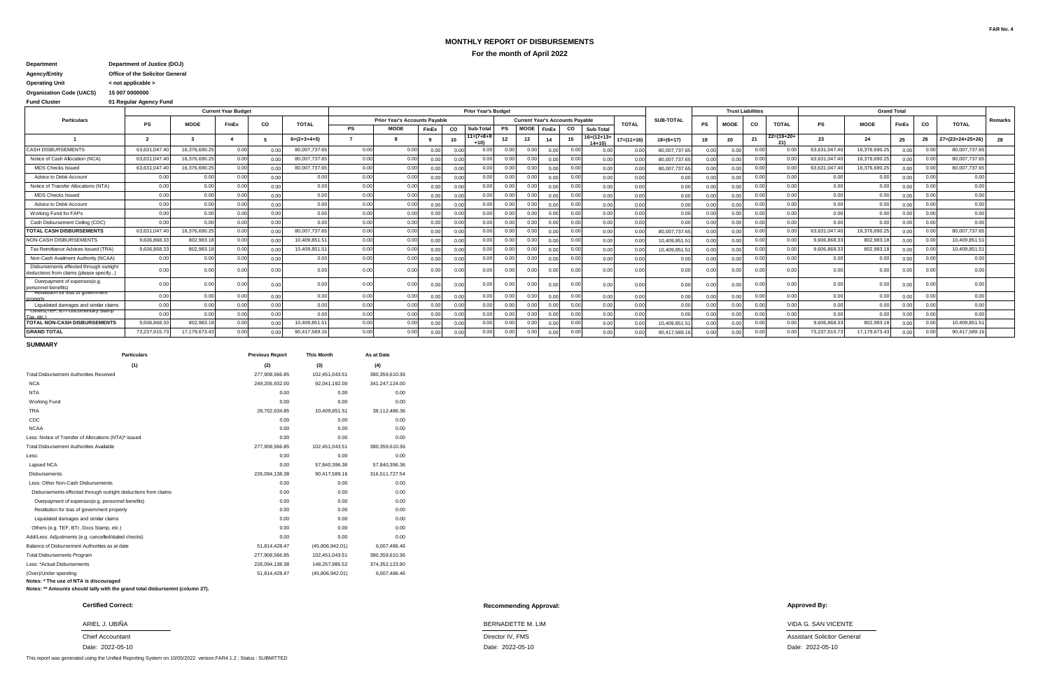FAR No. 4

# MONTHLY REPORT OF DISBURSEMENTS

## For the month of April 2022

**Department** Department of Justice (DOJ)
**Agency/Entity** Office of the Solicitor General
**Operating Unit** < not applicable >
**Organization Code (UACS)** 15 007 0000000
**Fund Cluster** 01 Regular Agency Fund

| Particulars | Current Year Budget | | | | | Prior Year's Budget | | | | | | | | | | | | SUB-TOTAL | Trust Liabilities | | | | Grand Total | | | | | Remarks |
|---|---|---|---|---|---|---|---|---|---|---|---|---|---|---|---|---|---|---|---|---|---|---|---|---|---|---|---|---|
| | PS | MOOE | FinEx | CO | TOTAL | Prior Year's Accounts Payable | | | | | Current Year's Accounts Payable | | | | | TOTAL | | PS | MOOE | CO | TOTAL | PS | MOOE | FinEx | CO | TOTAL | |
| | | | | | | PS | MOOE | FinEx | CO | Sub-Total | PS | MOOE | FinEx | CO | Sub-Total | | | | | | | | | | | | |
| 1 | 2 | 3 | 4 | 5 | 6=(2+3+4+5) | 7 | 8 | 9 | 10 | 11=(7+8+9+10) | 12 | 13 | 14 | 15 | 16=(12+13+14+15) | 17=(11+16) | 18=(6+17) | 19 | 20 | 21 | 22=(19+20+21) | 23 | 24 | 25 | 26 | 27=(23+24+25+26) | 28 |
| CASH DISBURSEMENTS | 63,631,047.40 | 16,376,690.25 | 0.00 | 0.00 | 80,007,737.65 | 0.00 | 0.00 | 0.00 | 0.00 | 0.00 | 0.00 | 0.00 | 0.00 | 0.00 | 0.00 | 0.00 | 80,007,737.65 | 0.00 | 0.00 | 0.00 | 0.00 | 63,631,047.40 | 16,376,690.25 | 0.00 | 0.00 | 80,007,737.65 | |
| Notice of Cash Allocation (NCA) | 63,631,047.40 | 16,376,690.25 | 0.00 | 0.00 | 80,007,737.65 | 0.00 | 0.00 | 0.00 | 0.00 | 0.00 | 0.00 | 0.00 | 0.00 | 0.00 | 0.00 | 0.00 | 80,007,737.65 | 0.00 | 0.00 | 0.00 | 0.00 | 63,631,047.40 | 16,376,690.25 | 0.00 | 0.00 | 80,007,737.65 | |
| MDS Checks Issued | 63,631,047.40 | 16,376,690.25 | 0.00 | 0.00 | 80,007,737.65 | 0.00 | 0.00 | 0.00 | 0.00 | 0.00 | 0.00 | 0.00 | 0.00 | 0.00 | 0.00 | 0.00 | 80,007,737.65 | 0.00 | 0.00 | 0.00 | 0.00 | 63,631,047.40 | 16,376,690.25 | 0.00 | 0.00 | 80,007,737.65 | |
| Advice to Debit Account | 0.00 | 0.00 | 0.00 | 0.00 | 0.00 | 0.00 | 0.00 | 0.00 | 0.00 | 0.00 | 0.00 | 0.00 | 0.00 | 0.00 | 0.00 | 0.00 | 0.00 | 0.00 | 0.00 | 0.00 | 0.00 | 0.00 | 0.00 | 0.00 | 0.00 | 0.00 | |
| Notice of Transfer Allocations (NTA) | 0.00 | 0.00 | 0.00 | 0.00 | 0.00 | 0.00 | 0.00 | 0.00 | 0.00 | 0.00 | 0.00 | 0.00 | 0.00 | 0.00 | 0.00 | 0.00 | 0.00 | 0.00 | 0.00 | 0.00 | 0.00 | 0.00 | 0.00 | 0.00 | 0.00 | 0.00 | |
| MDS Checks Issued | 0.00 | 0.00 | 0.00 | 0.00 | 0.00 | 0.00 | 0.00 | 0.00 | 0.00 | 0.00 | 0.00 | 0.00 | 0.00 | 0.00 | 0.00 | 0.00 | 0.00 | 0.00 | 0.00 | 0.00 | 0.00 | 0.00 | 0.00 | 0.00 | 0.00 | 0.00 | |
| Advice to Debit Account | 0.00 | 0.00 | 0.00 | 0.00 | 0.00 | 0.00 | 0.00 | 0.00 | 0.00 | 0.00 | 0.00 | 0.00 | 0.00 | 0.00 | 0.00 | 0.00 | 0.00 | 0.00 | 0.00 | 0.00 | 0.00 | 0.00 | 0.00 | 0.00 | 0.00 | 0.00 | |
| Working Fund for FAPs | 0.00 | 0.00 | 0.00 | 0.00 | 0.00 | 0.00 | 0.00 | 0.00 | 0.00 | 0.00 | 0.00 | 0.00 | 0.00 | 0.00 | 0.00 | 0.00 | 0.00 | 0.00 | 0.00 | 0.00 | 0.00 | 0.00 | 0.00 | 0.00 | 0.00 | 0.00 | |
| Cash Disbursement Ceiling (CDC) | 0.00 | 0.00 | 0.00 | 0.00 | 0.00 | 0.00 | 0.00 | 0.00 | 0.00 | 0.00 | 0.00 | 0.00 | 0.00 | 0.00 | 0.00 | 0.00 | 0.00 | 0.00 | 0.00 | 0.00 | 0.00 | 0.00 | 0.00 | 0.00 | 0.00 | 0.00 | |
| TOTAL CASH DISBURSEMENTS | 63,631,047.40 | 16,376,690.25 | 0.00 | 0.00 | 80,007,737.65 | 0.00 | 0.00 | 0.00 | 0.00 | 0.00 | 0.00 | 0.00 | 0.00 | 0.00 | 0.00 | 0.00 | 80,007,737.65 | 0.00 | 0.00 | 0.00 | 0.00 | 63,631,047.40 | 16,376,690.25 | 0.00 | 0.00 | 80,007,737.65 | |
| NON-CASH DISBURSEMENTS | 9,606,868.33 | 802,983.18 | 0.00 | 0.00 | 10,409,851.51 | 0.00 | 0.00 | 0.00 | 0.00 | 0.00 | 0.00 | 0.00 | 0.00 | 0.00 | 0.00 | 0.00 | 10,409,851.51 | 0.00 | 0.00 | 0.00 | 0.00 | 9,606,868.33 | 802,983.18 | 0.00 | 0.00 | 10,409,851.51 | |
| Tax Remittance Advices Issued (TRA) | 9,606,868.33 | 802,983.18 | 0.00 | 0.00 | 10,409,851.51 | 0.00 | 0.00 | 0.00 | 0.00 | 0.00 | 0.00 | 0.00 | 0.00 | 0.00 | 0.00 | 0.00 | 10,409,851.51 | 0.00 | 0.00 | 0.00 | 0.00 | 9,606,868.33 | 802,983.18 | 0.00 | 0.00 | 10,409,851.51 | |
| Non-Cash Availment Authority (NCAA) | 0.00 | 0.00 | 0.00 | 0.00 | 0.00 | 0.00 | 0.00 | 0.00 | 0.00 | 0.00 | 0.00 | 0.00 | 0.00 | 0.00 | 0.00 | 0.00 | 0.00 | 0.00 | 0.00 | 0.00 | 0.00 | 0.00 | 0.00 | 0.00 | 0.00 | 0.00 | |
| Disbursements effected through outright deductions from claims (please specify...) | 0.00 | 0.00 | 0.00 | 0.00 | 0.00 | 0.00 | 0.00 | 0.00 | 0.00 | 0.00 | 0.00 | 0.00 | 0.00 | 0.00 | 0.00 | 0.00 | 0.00 | 0.00 | 0.00 | 0.00 | 0.00 | 0.00 | 0.00 | 0.00 | 0.00 | 0.00 | |
| Overpayment of expenses(e.g. personnel benefits) | 0.00 | 0.00 | 0.00 | 0.00 | 0.00 | 0.00 | 0.00 | 0.00 | 0.00 | 0.00 | 0.00 | 0.00 | 0.00 | 0.00 | 0.00 | 0.00 | 0.00 | 0.00 | 0.00 | 0.00 | 0.00 | 0.00 | 0.00 | 0.00 | 0.00 | 0.00 | |
| Restitution for loss of government property | 0.00 | 0.00 | 0.00 | 0.00 | 0.00 | 0.00 | 0.00 | 0.00 | 0.00 | 0.00 | 0.00 | 0.00 | 0.00 | 0.00 | 0.00 | 0.00 | 0.00 | 0.00 | 0.00 | 0.00 | 0.00 | 0.00 | 0.00 | 0.00 | 0.00 | 0.00 | |
| Liquidated damages and similar claims | 0.00 | 0.00 | 0.00 | 0.00 | 0.00 | 0.00 | 0.00 | 0.00 | 0.00 | 0.00 | 0.00 | 0.00 | 0.00 | 0.00 | 0.00 | 0.00 | 0.00 | 0.00 | 0.00 | 0.00 | 0.00 | 0.00 | 0.00 | 0.00 | 0.00 | 0.00 | |
| Others(TEF, BTr-Documentary Stamp Tax, etc.) | 0.00 | 0.00 | 0.00 | 0.00 | 0.00 | 0.00 | 0.00 | 0.00 | 0.00 | 0.00 | 0.00 | 0.00 | 0.00 | 0.00 | 0.00 | 0.00 | 0.00 | 0.00 | 0.00 | 0.00 | 0.00 | 0.00 | 0.00 | 0.00 | 0.00 | 0.00 | |
| TOTAL NON-CASH DISBURSEMENTS | 9,606,868.33 | 802,983.18 | 0.00 | 0.00 | 10,409,851.51 | 0.00 | 0.00 | 0.00 | 0.00 | 0.00 | 0.00 | 0.00 | 0.00 | 0.00 | 0.00 | 0.00 | 10,409,851.51 | 0.00 | 0.00 | 0.00 | 0.00 | 9,606,868.33 | 802,983.18 | 0.00 | 0.00 | 10,409,851.51 | |
| GRAND TOTAL | 73,237,915.73 | 17,179,673.43 | 0.00 | 0.00 | 90,417,589.16 | 0.00 | 0.00 | 0.00 | 0.00 | 0.00 | 0.00 | 0.00 | 0.00 | 0.00 | 0.00 | 0.00 | 90,417,589.16 | 0.00 | 0.00 | 0.00 | 0.00 | 73,237,915.73 | 17,179,673.43 | 0.00 | 0.00 | 90,417,589.16 | |

### SUMMARY

| Particulars | Previous Report | This Month | As at Date |
|---|---|---|---|
| (1) | (2) | (3) | (4) |
| Total Disbursement Authorities Received | 277,908,566.85 | 102,451,043.51 | 380,359,610.36 |
| NCA | 249,205,932.00 | 92,041,192.00 | 341,247,124.00 |
| NTA | 0.00 | 0.00 | 0.00 |
| Working Fund | 0.00 | 0.00 | 0.00 |
| TRA | 28,702,634.85 | 10,409,851.51 | 39,112,486.36 |
| CDC | 0.00 | 0.00 | 0.00 |
| NCAA | 0.00 | 0.00 | 0.00 |
| Less: Notice of Transfer of Allocations (NTA)* issued | 0.00 | 0.00 | 0.00 |
| Total Disbursement Authorities Available | 277,908,566.85 | 102,451,043.51 | 380,359,610.36 |
| Less: | 0.00 | 0.00 | 0.00 |
| Lapsed NCA | 0.00 | 57,840,396.36 | 57,840,396.36 |
| Disbursements | 226,094,138.38 | 90,417,589.16 | 316,511,727.54 |
| Less: Other Non-Cash Disbursements | 0.00 | 0.00 | 0.00 |
| Disbursements effected through outright deductions from claims | 0.00 | 0.00 | 0.00 |
| Overpayment of expenses(e.g. personnel benefits) | 0.00 | 0.00 | 0.00 |
| Restitution for loss of government property | 0.00 | 0.00 | 0.00 |
| Liquidated damages and similar claims | 0.00 | 0.00 | 0.00 |
| Others (e.g. TEF, BTr, Docs Stamp, etc.) | 0.00 | 0.00 | 0.00 |
| Add/Less: Adjustments (e.g. cancelled/staled checks) | 0.00 | 0.00 | 0.00 |
| Balance of Disbursement Authorities as at date | 51,814,428.47 | (45,806,942.01) | 6,007,486.46 |
| Total Disbursements Program | 277,908,566.85 | 102,451,043.51 | 380,359,610.36 |
| Less: *Actual Disbursements | 226,094,138.38 | 148,257,985.52 | 374,352,123.90 |
| (Over)/Under spending | 51,814,428.47 | (45,806,942.01) | 6,007,486.46 |

**Notes: * The use of NTA is discouraged**
**Notes: ** Amounts should tally with the grand total disbursemnt (column 27).**

**Certified Correct:**

ARIEL J. UBIÑA
Chief Accountant
Date: 2022-05-10

**Recommending Approval:**

BERNADETTE M. LIM
Director IV, FMS
Date: 2022-05-10

**Approved By:**

VIDA G. SAN VICENTE
Assistant Solicitor General
Date: 2022-05-10

This report was generated using the Unified Reporting System on 10/05/2022 version.FAR4.1.2 ; Status : SUBMITTED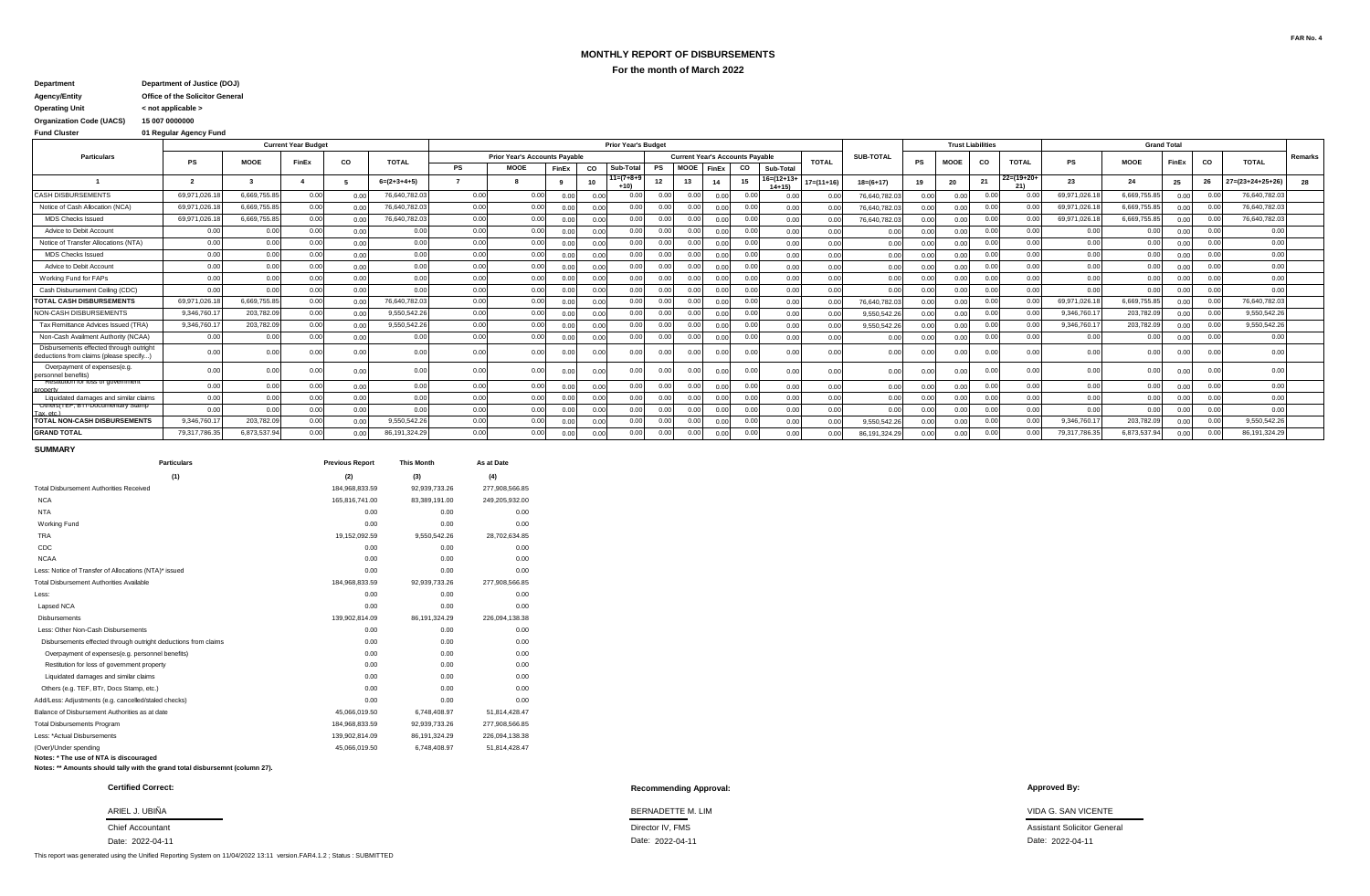FAR No. 4

# MONTHLY REPORT OF DISBURSEMENTS

## For the month of March 2022

**Department** Department of Justice (DOJ)

**Agency/Entity** Office of the Solicitor General

**Operating Unit** < not applicable >

**Organization Code (UACS)** 15 007 0000000

**Fund Cluster** 01 Regular Agency Fund

| Particulars | Current Year Budget | | | | | Prior Year's Budget | | | | | | | | | | | | SUB-TOTAL | Trust Liabilities | | | | Grand Total | | | | | Remarks |
|---|---|---|---|---|---|---|---|---|---|---|---|---|---|---|---|---|---|---|---|---|---|---|---|---|---|---|---|---|
| | PS | MOOE | FinEx | CO | TOTAL | Prior Year's Accounts Payable | | | | | Current Year's Accounts Payable | | | | | TOTAL | | | PS | MOOE | CO | TOTAL | PS | MOOE | FinEx | CO | TOTAL | |
| | | | | | | PS | MOOE | FinEx | CO | Sub-Total | PS | MOOE | FinEx | CO | Sub-Total | | | | | | | | | | | | | |
| 1 | 2 | 3 | 4 | 5 | 6=(2+3+4+5) | 7 | 8 | 9 | 10 | 11=(7+8+9+10) | 12 | 13 | 14 | 15 | 16=(12+13+14+15) | 17=(11+16) | 18=(6+17) | 19 | 20 | 21 | 22=(19+20+21) | 23 | 24 | 25 | 26 | 27=(23+24+25+26) | 28 |
| CASH DISBURSEMENTS | 69,971,026.18 | 6,669,755.85 | 0.00 | 0.00 | 76,640,782.03 | 0.00 | 0.00 | 0.00 | 0.00 | 0.00 | 0.00 | 0.00 | 0.00 | 0.00 | 0.00 | 0.00 | 76,640,782.03 | 0.00 | 0.00 | 0.00 | 0.00 | 69,971,026.18 | 6,669,755.85 | 0.00 | 0.00 | 76,640,782.03 | |
| Notice of Cash Allocation (NCA) | 69,971,026.18 | 6,669,755.85 | 0.00 | 0.00 | 76,640,782.03 | 0.00 | 0.00 | 0.00 | 0.00 | 0.00 | 0.00 | 0.00 | 0.00 | 0.00 | 0.00 | 0.00 | 76,640,782.03 | 0.00 | 0.00 | 0.00 | 0.00 | 69,971,026.18 | 6,669,755.85 | 0.00 | 0.00 | 76,640,782.03 | |
| MDS Checks Issued | 69,971,026.18 | 6,669,755.85 | 0.00 | 0.00 | 76,640,782.03 | 0.00 | 0.00 | 0.00 | 0.00 | 0.00 | 0.00 | 0.00 | 0.00 | 0.00 | 0.00 | 0.00 | 76,640,782.03 | 0.00 | 0.00 | 0.00 | 0.00 | 69,971,026.18 | 6,669,755.85 | 0.00 | 0.00 | 76,640,782.03 | |
| Advice to Debit Account | 0.00 | 0.00 | 0.00 | 0.00 | 0.00 | 0.00 | 0.00 | 0.00 | 0.00 | 0.00 | 0.00 | 0.00 | 0.00 | 0.00 | 0.00 | 0.00 | 0.00 | 0.00 | 0.00 | 0.00 | 0.00 | 0.00 | 0.00 | 0.00 | 0.00 | 0.00 | |
| Notice of Transfer Allocations (NTA) | 0.00 | 0.00 | 0.00 | 0.00 | 0.00 | 0.00 | 0.00 | 0.00 | 0.00 | 0.00 | 0.00 | 0.00 | 0.00 | 0.00 | 0.00 | 0.00 | 0.00 | 0.00 | 0.00 | 0.00 | 0.00 | 0.00 | 0.00 | 0.00 | 0.00 | 0.00 | |
| MDS Checks Issued | 0.00 | 0.00 | 0.00 | 0.00 | 0.00 | 0.00 | 0.00 | 0.00 | 0.00 | 0.00 | 0.00 | 0.00 | 0.00 | 0.00 | 0.00 | 0.00 | 0.00 | 0.00 | 0.00 | 0.00 | 0.00 | 0.00 | 0.00 | 0.00 | 0.00 | 0.00 | |
| Advice to Debit Account | 0.00 | 0.00 | 0.00 | 0.00 | 0.00 | 0.00 | 0.00 | 0.00 | 0.00 | 0.00 | 0.00 | 0.00 | 0.00 | 0.00 | 0.00 | 0.00 | 0.00 | 0.00 | 0.00 | 0.00 | 0.00 | 0.00 | 0.00 | 0.00 | 0.00 | 0.00 | |
| Working Fund for FAPs | 0.00 | 0.00 | 0.00 | 0.00 | 0.00 | 0.00 | 0.00 | 0.00 | 0.00 | 0.00 | 0.00 | 0.00 | 0.00 | 0.00 | 0.00 | 0.00 | 0.00 | 0.00 | 0.00 | 0.00 | 0.00 | 0.00 | 0.00 | 0.00 | 0.00 | 0.00 | |
| Cash Disbursement Ceiling (CDC) | 0.00 | 0.00 | 0.00 | 0.00 | 0.00 | 0.00 | 0.00 | 0.00 | 0.00 | 0.00 | 0.00 | 0.00 | 0.00 | 0.00 | 0.00 | 0.00 | 0.00 | 0.00 | 0.00 | 0.00 | 0.00 | 0.00 | 0.00 | 0.00 | 0.00 | 0.00 | |
| TOTAL CASH DISBURSEMENTS | 69,971,026.18 | 6,669,755.85 | 0.00 | 0.00 | 76,640,782.03 | 0.00 | 0.00 | 0.00 | 0.00 | 0.00 | 0.00 | 0.00 | 0.00 | 0.00 | 0.00 | 0.00 | 76,640,782.03 | 0.00 | 0.00 | 0.00 | 0.00 | 69,971,026.18 | 6,669,755.85 | 0.00 | 0.00 | 76,640,782.03 | |
| NON-CASH DISBURSEMENTS | 9,346,760.17 | 203,782.09 | 0.00 | 0.00 | 9,550,542.26 | 0.00 | 0.00 | 0.00 | 0.00 | 0.00 | 0.00 | 0.00 | 0.00 | 0.00 | 0.00 | 0.00 | 9,550,542.26 | 0.00 | 0.00 | 0.00 | 0.00 | 9,346,760.17 | 203,782.09 | 0.00 | 0.00 | 9,550,542.26 | |
| Tax Remittance Advices Issued (TRA) | 9,346,760.17 | 203,782.09 | 0.00 | 0.00 | 9,550,542.26 | 0.00 | 0.00 | 0.00 | 0.00 | 0.00 | 0.00 | 0.00 | 0.00 | 0.00 | 0.00 | 0.00 | 9,550,542.26 | 0.00 | 0.00 | 0.00 | 0.00 | 9,346,760.17 | 203,782.09 | 0.00 | 0.00 | 9,550,542.26 | |
| Non-Cash Availment Authority (NCAA) | 0.00 | 0.00 | 0.00 | 0.00 | 0.00 | 0.00 | 0.00 | 0.00 | 0.00 | 0.00 | 0.00 | 0.00 | 0.00 | 0.00 | 0.00 | 0.00 | 0.00 | 0.00 | 0.00 | 0.00 | 0.00 | 0.00 | 0.00 | 0.00 | 0.00 | 0.00 | |
| Disbursements effected through outright deductions from claims (please specify...) | 0.00 | 0.00 | 0.00 | 0.00 | 0.00 | 0.00 | 0.00 | 0.00 | 0.00 | 0.00 | 0.00 | 0.00 | 0.00 | 0.00 | 0.00 | 0.00 | 0.00 | 0.00 | 0.00 | 0.00 | 0.00 | 0.00 | 0.00 | 0.00 | 0.00 | 0.00 | |
| Overpayment of expenses(e.g. personnel benefits) | 0.00 | 0.00 | 0.00 | 0.00 | 0.00 | 0.00 | 0.00 | 0.00 | 0.00 | 0.00 | 0.00 | 0.00 | 0.00 | 0.00 | 0.00 | 0.00 | 0.00 | 0.00 | 0.00 | 0.00 | 0.00 | 0.00 | 0.00 | 0.00 | 0.00 | 0.00 | |
| Restitution for loss of government property | 0.00 | 0.00 | 0.00 | 0.00 | 0.00 | 0.00 | 0.00 | 0.00 | 0.00 | 0.00 | 0.00 | 0.00 | 0.00 | 0.00 | 0.00 | 0.00 | 0.00 | 0.00 | 0.00 | 0.00 | 0.00 | 0.00 | 0.00 | 0.00 | 0.00 | 0.00 | |
| Liquidated damages and similar claims | 0.00 | 0.00 | 0.00 | 0.00 | 0.00 | 0.00 | 0.00 | 0.00 | 0.00 | 0.00 | 0.00 | 0.00 | 0.00 | 0.00 | 0.00 | 0.00 | 0.00 | 0.00 | 0.00 | 0.00 | 0.00 | 0.00 | 0.00 | 0.00 | 0.00 | 0.00 | |
| Others(TEF, BTr-Documentary Stamp Tax, etc.) | 0.00 | 0.00 | 0.00 | 0.00 | 0.00 | 0.00 | 0.00 | 0.00 | 0.00 | 0.00 | 0.00 | 0.00 | 0.00 | 0.00 | 0.00 | 0.00 | 0.00 | 0.00 | 0.00 | 0.00 | 0.00 | 0.00 | 0.00 | 0.00 | 0.00 | 0.00 | |
| TOTAL NON-CASH DISBURSEMENTS | 9,346,760.17 | 203,782.09 | 0.00 | 0.00 | 9,550,542.26 | 0.00 | 0.00 | 0.00 | 0.00 | 0.00 | 0.00 | 0.00 | 0.00 | 0.00 | 0.00 | 0.00 | 9,550,542.26 | 0.00 | 0.00 | 0.00 | 0.00 | 9,346,760.17 | 203,782.09 | 0.00 | 0.00 | 9,550,542.26 | |
| GRAND TOTAL | 79,317,786.35 | 6,873,537.94 | 0.00 | 0.00 | 86,191,324.29 | 0.00 | 0.00 | 0.00 | 0.00 | 0.00 | 0.00 | 0.00 | 0.00 | 0.00 | 0.00 | 0.00 | 86,191,324.29 | 0.00 | 0.00 | 0.00 | 0.00 | 79,317,786.35 | 6,873,537.94 | 0.00 | 0.00 | 86,191,324.29 | |

## SUMMARY

| Particulars | Previous Report | This Month | As at Date |
|---|---|---|---|
| (1) | (2) | (3) | (4) |
| Total Disbursement Authorities Received | 184,968,833.59 | 92,939,733.26 | 277,908,566.85 |
| NCA | 165,816,741.00 | 83,389,191.00 | 249,205,932.00 |
| NTA | 0.00 | 0.00 | 0.00 |
| Working Fund | 0.00 | 0.00 | 0.00 |
| TRA | 19,152,092.59 | 9,550,542.26 | 28,702,634.85 |
| CDC | 0.00 | 0.00 | 0.00 |
| NCAA | 0.00 | 0.00 | 0.00 |
| Less: Notice of Transfer of Allocations (NTA)* issued | 0.00 | 0.00 | 0.00 |
| Total Disbursement Authorities Available | 184,968,833.59 | 92,939,733.26 | 277,908,566.85 |
| Less: | 0.00 | 0.00 | 0.00 |
| Lapsed NCA | 0.00 | 0.00 | 0.00 |
| Disbursements | 139,902,814.09 | 86,191,324.29 | 226,094,138.38 |
| Less: Other Non-Cash Disbursements | 0.00 | 0.00 | 0.00 |
| Disbursements effected through outright deductions from claims | 0.00 | 0.00 | 0.00 |
| Overpayment of expenses(e.g. personnel benefits) | 0.00 | 0.00 | 0.00 |
| Restitution for loss of government property | 0.00 | 0.00 | 0.00 |
| Liquidated damages and similar claims | 0.00 | 0.00 | 0.00 |
| Others (e.g. TEF, BTr, Docs Stamp, etc.) | 0.00 | 0.00 | 0.00 |
| Add/Less: Adjustments (e.g. cancelled/staled checks) | 0.00 | 0.00 | 0.00 |
| Balance of Disbursement Authorities as at date | 45,066,019.50 | 6,748,408.97 | 51,814,428.47 |
| Total Disbursements Program | 184,968,833.59 | 92,939,733.26 | 277,908,566.85 |
| Less: *Actual Disbursements | 139,902,814.09 | 86,191,324.29 | 226,094,138.38 |
| (Over)/Under spending | 45,066,019.50 | 6,748,408.97 | 51,814,428.47 |

**Notes: * The use of NTA is discouraged**

**Notes: ** Amounts should tally with the grand total disbursemnt (column 27).**

**Certified Correct:**

ARIEL J. UBIÑA

Chief Accountant

Date: 2022-04-11

**Recommending Approval:**

BERNADETTE M. LIM

Director IV, FMS

Date: 2022-04-11

**Approved By:**

VIDA G. SAN VICENTE

Assistant Solicitor General

Date: 2022-04-11

This report was generated using the Unified Reporting System on 11/04/2022 13:11 version.FAR4.1.2 ; Status : SUBMITTED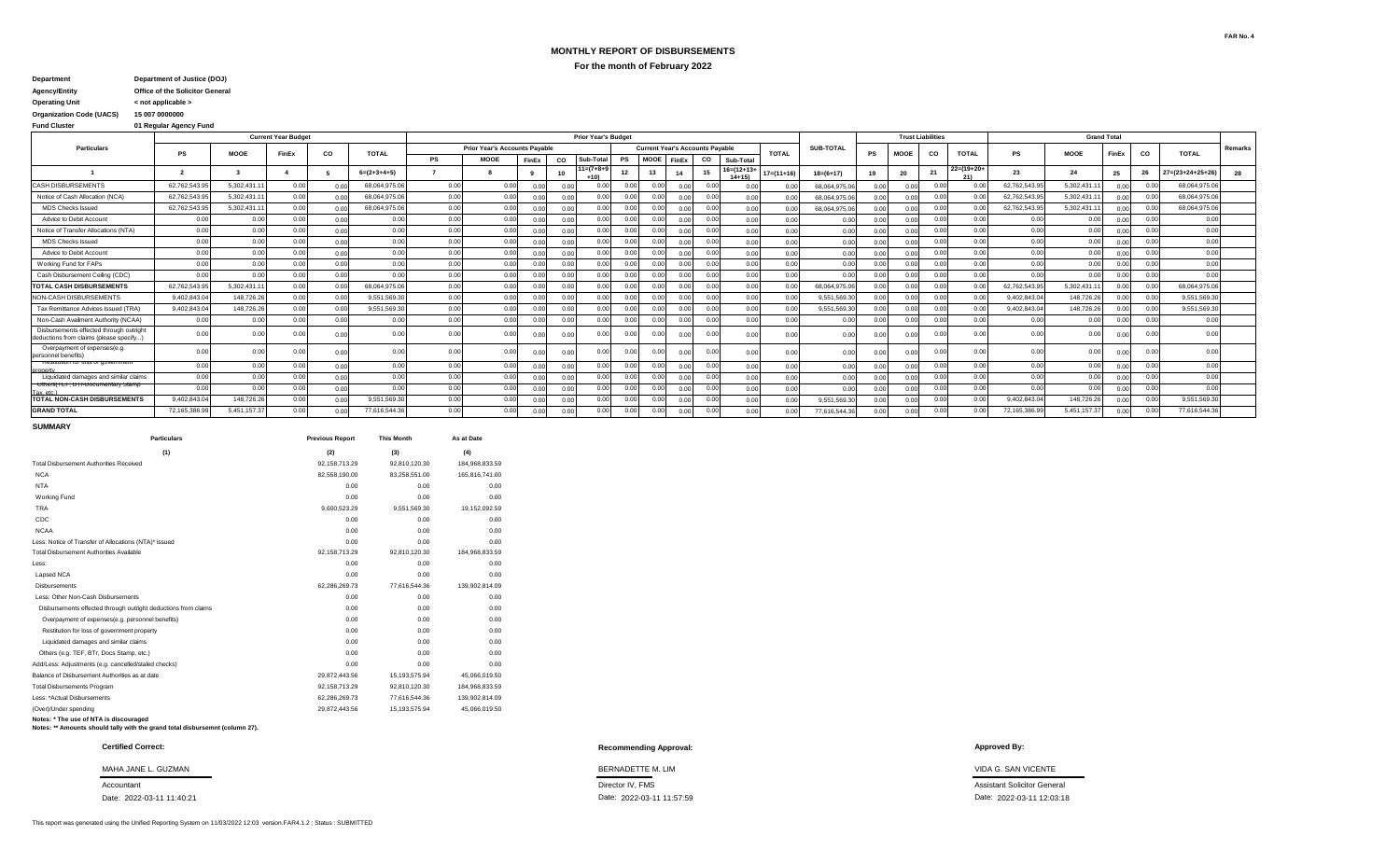FAR No. 4

# MONTHLY REPORT OF DISBURSEMENTS

## For the month of February 2022

**Department** Department of Justice (DOJ)
**Agency/Entity** Office of the Solicitor General
**Operating Unit** < not applicable >
**Organization Code (UACS)** 15 007 0000000
**Fund Cluster** 01 Regular Agency Fund

| Particulars | Current Year Budget | | | | | Prior Year's Budget | | | | | | | | | | | | | SUB-TOTAL | Trust Liabilities | | | | Grand Total | | | | | Remarks |
|---|---|---|---|---|---|---|---|---|---|---|---|---|---|---|---|---|---|---|---|---|---|---|---|---|---|---|---|---|---|
| | | | | | | Prior Year's Accounts Payable | | | | | Current Year's Accounts Payable | | | | | TOTAL | | | | | | | | | | | | | |
| | PS | MOOE | FinEx | CO | TOTAL | PS | MOOE | FinEx | CO | Sub-Total | PS | MOOE | FinEx | CO | Sub-Total | | | PS | MOOE | CO | TOTAL | PS | MOOE | FinEx | CO | TOTAL | |
| 1 | 2 | 3 | 4 | 5 | 6=(2+3+4+5) | 7 | 8 | 9 | 10 | 11=(7+8+9+10) | 12 | 13 | 14 | 15 | 16=(12+13+14+15) | 17=(11+16) | 18=(6+17) | 19 | 20 | 21 | 22=(19+20+21) | 23 | 24 | 25 | 26 | 27=(23+24+25+26) | 28 |
| CASH DISBURSEMENTS | 62,762,543.95 | 5,302,431.11 | 0.00 | 0.00 | 68,064,975.06 | 0.00 | 0.00 | 0.00 | 0.00 | 0.00 | 0.00 | 0.00 | 0.00 | 0.00 | 0.00 | 0.00 | 68,064,975.06 | 0.00 | 0.00 | 0.00 | 0.00 | 62,762,543.95 | 5,302,431.11 | 0.00 | 0.00 | 68,064,975.06 | |
| Notice of Cash Allocation (NCA) | 62,762,543.95 | 5,302,431.11 | 0.00 | 0.00 | 68,064,975.06 | 0.00 | 0.00 | 0.00 | 0.00 | 0.00 | 0.00 | 0.00 | 0.00 | 0.00 | 0.00 | 0.00 | 68,064,975.06 | 0.00 | 0.00 | 0.00 | 0.00 | 62,762,543.95 | 5,302,431.11 | 0.00 | 0.00 | 68,064,975.06 | |
| MDS Checks Issued | 62,762,543.95 | 5,302,431.11 | 0.00 | 0.00 | 68,064,975.06 | 0.00 | 0.00 | 0.00 | 0.00 | 0.00 | 0.00 | 0.00 | 0.00 | 0.00 | 0.00 | 0.00 | 68,064,975.06 | 0.00 | 0.00 | 0.00 | 0.00 | 62,762,543.95 | 5,302,431.11 | 0.00 | 0.00 | 68,064,975.06 | |
| Advice to Debit Account | 0.00 | 0.00 | 0.00 | 0.00 | 0.00 | 0.00 | 0.00 | 0.00 | 0.00 | 0.00 | 0.00 | 0.00 | 0.00 | 0.00 | 0.00 | 0.00 | 0.00 | 0.00 | 0.00 | 0.00 | 0.00 | 0.00 | 0.00 | 0.00 | 0.00 | 0.00 | |
| Notice of Transfer Allocations (NTA) | 0.00 | 0.00 | 0.00 | 0.00 | 0.00 | 0.00 | 0.00 | 0.00 | 0.00 | 0.00 | 0.00 | 0.00 | 0.00 | 0.00 | 0.00 | 0.00 | 0.00 | 0.00 | 0.00 | 0.00 | 0.00 | 0.00 | 0.00 | 0.00 | 0.00 | 0.00 | |
| MDS Checks Issued | 0.00 | 0.00 | 0.00 | 0.00 | 0.00 | 0.00 | 0.00 | 0.00 | 0.00 | 0.00 | 0.00 | 0.00 | 0.00 | 0.00 | 0.00 | 0.00 | 0.00 | 0.00 | 0.00 | 0.00 | 0.00 | 0.00 | 0.00 | 0.00 | 0.00 | 0.00 | |
| Advice to Debit Account | 0.00 | 0.00 | 0.00 | 0.00 | 0.00 | 0.00 | 0.00 | 0.00 | 0.00 | 0.00 | 0.00 | 0.00 | 0.00 | 0.00 | 0.00 | 0.00 | 0.00 | 0.00 | 0.00 | 0.00 | 0.00 | 0.00 | 0.00 | 0.00 | 0.00 | 0.00 | |
| Working Fund for FAPs | 0.00 | 0.00 | 0.00 | 0.00 | 0.00 | 0.00 | 0.00 | 0.00 | 0.00 | 0.00 | 0.00 | 0.00 | 0.00 | 0.00 | 0.00 | 0.00 | 0.00 | 0.00 | 0.00 | 0.00 | 0.00 | 0.00 | 0.00 | 0.00 | 0.00 | 0.00 | |
| Cash Disbursement Ceiling (CDC) | 0.00 | 0.00 | 0.00 | 0.00 | 0.00 | 0.00 | 0.00 | 0.00 | 0.00 | 0.00 | 0.00 | 0.00 | 0.00 | 0.00 | 0.00 | 0.00 | 0.00 | 0.00 | 0.00 | 0.00 | 0.00 | 0.00 | 0.00 | 0.00 | 0.00 | 0.00 | |
| TOTAL CASH DISBURSEMENTS | 62,762,543.95 | 5,302,431.11 | 0.00 | 0.00 | 68,064,975.06 | 0.00 | 0.00 | 0.00 | 0.00 | 0.00 | 0.00 | 0.00 | 0.00 | 0.00 | 0.00 | 0.00 | 68,064,975.06 | 0.00 | 0.00 | 0.00 | 0.00 | 62,762,543.95 | 5,302,431.11 | 0.00 | 0.00 | 68,064,975.06 | |
| NON-CASH DISBURSEMENTS | 9,402,843.04 | 148,726.26 | 0.00 | 0.00 | 9,551,569.30 | 0.00 | 0.00 | 0.00 | 0.00 | 0.00 | 0.00 | 0.00 | 0.00 | 0.00 | 0.00 | 0.00 | 9,551,569.30 | 0.00 | 0.00 | 0.00 | 0.00 | 9,402,843.04 | 148,726.26 | 0.00 | 0.00 | 9,551,569.30 | |
| Tax Remittance Advices Issued (TRA) | 9,402,843.04 | 148,726.26 | 0.00 | 0.00 | 9,551,569.30 | 0.00 | 0.00 | 0.00 | 0.00 | 0.00 | 0.00 | 0.00 | 0.00 | 0.00 | 0.00 | 0.00 | 9,551,569.30 | 0.00 | 0.00 | 0.00 | 0.00 | 9,402,843.04 | 148,726.26 | 0.00 | 0.00 | 9,551,569.30 | |
| Non-Cash Availment Authority (NCAA) | 0.00 | 0.00 | 0.00 | 0.00 | 0.00 | 0.00 | 0.00 | 0.00 | 0.00 | 0.00 | 0.00 | 0.00 | 0.00 | 0.00 | 0.00 | 0.00 | 0.00 | 0.00 | 0.00 | 0.00 | 0.00 | 0.00 | 0.00 | 0.00 | 0.00 | 0.00 | |
| Disbursements effected through outright deductions from claims (please specify...) | 0.00 | 0.00 | 0.00 | 0.00 | 0.00 | 0.00 | 0.00 | 0.00 | 0.00 | 0.00 | 0.00 | 0.00 | 0.00 | 0.00 | 0.00 | 0.00 | 0.00 | 0.00 | 0.00 | 0.00 | 0.00 | 0.00 | 0.00 | 0.00 | 0.00 | 0.00 | |
| Overpayment of expenses(e.g. personnel benefits) | 0.00 | 0.00 | 0.00 | 0.00 | 0.00 | 0.00 | 0.00 | 0.00 | 0.00 | 0.00 | 0.00 | 0.00 | 0.00 | 0.00 | 0.00 | 0.00 | 0.00 | 0.00 | 0.00 | 0.00 | 0.00 | 0.00 | 0.00 | 0.00 | 0.00 | 0.00 | |
| Restitution for loss of government property | 0.00 | 0.00 | 0.00 | 0.00 | 0.00 | 0.00 | 0.00 | 0.00 | 0.00 | 0.00 | 0.00 | 0.00 | 0.00 | 0.00 | 0.00 | 0.00 | 0.00 | 0.00 | 0.00 | 0.00 | 0.00 | 0.00 | 0.00 | 0.00 | 0.00 | 0.00 | |
| Liquidated damages and similar claims | 0.00 | 0.00 | 0.00 | 0.00 | 0.00 | 0.00 | 0.00 | 0.00 | 0.00 | 0.00 | 0.00 | 0.00 | 0.00 | 0.00 | 0.00 | 0.00 | 0.00 | 0.00 | 0.00 | 0.00 | 0.00 | 0.00 | 0.00 | 0.00 | 0.00 | 0.00 | |
| Others(TEF, BTr-Documentary Stamp Tax, etc.) | 0.00 | 0.00 | 0.00 | 0.00 | 0.00 | 0.00 | 0.00 | 0.00 | 0.00 | 0.00 | 0.00 | 0.00 | 0.00 | 0.00 | 0.00 | 0.00 | 0.00 | 0.00 | 0.00 | 0.00 | 0.00 | 0.00 | 0.00 | 0.00 | 0.00 | 0.00 | |
| TOTAL NON-CASH DISBURSEMENTS | 9,402,843.04 | 148,726.26 | 0.00 | 0.00 | 9,551,569.30 | 0.00 | 0.00 | 0.00 | 0.00 | 0.00 | 0.00 | 0.00 | 0.00 | 0.00 | 0.00 | 0.00 | 9,551,569.30 | 0.00 | 0.00 | 0.00 | 0.00 | 9,402,843.04 | 148,726.26 | 0.00 | 0.00 | 9,551,569.30 | |
| GRAND TOTAL | 72,165,386.99 | 5,451,157.37 | 0.00 | 0.00 | 77,616,544.36 | 0.00 | 0.00 | 0.00 | 0.00 | 0.00 | 0.00 | 0.00 | 0.00 | 0.00 | 0.00 | 0.00 | 77,616,544.36 | 0.00 | 0.00 | 0.00 | 0.00 | 72,165,386.99 | 5,451,157.37 | 0.00 | 0.00 | 77,616,544.36 | |

**SUMMARY**

| Particulars | Previous Report | This Month | As at Date |
|---|---|---|---|
| (1) | (2) | (3) | (4) |
| Total Disbursement Authorities Received | 92,158,713.29 | 92,810,120.30 | 184,968,833.59 |
| NCA | 82,558,190.00 | 83,258,551.00 | 165,816,741.00 |
| NTA | 0.00 | 0.00 | 0.00 |
| Working Fund | 0.00 | 0.00 | 0.00 |
| TRA | 9,600,523.29 | 9,551,569.30 | 19,152,092.59 |
| CDC | 0.00 | 0.00 | 0.00 |
| NCAA | 0.00 | 0.00 | 0.00 |
| Less: Notice of Transfer of Allocations (NTA)* issued | 0.00 | 0.00 | 0.00 |
| Total Disbursement Authorities Available | 92,158,713.29 | 92,810,120.30 | 184,968,833.59 |
| Less: | 0.00 | 0.00 | 0.00 |
| Lapsed NCA | 0.00 | 0.00 | 0.00 |
| Disbursements | 62,286,269.73 | 77,616,544.36 | 139,902,814.09 |
| Less: Other Non-Cash Disbursements | 0.00 | 0.00 | 0.00 |
| Disbursements effected through outright deductions from claims | 0.00 | 0.00 | 0.00 |
| Overpayment of expenses(e.g. personnel benefits) | 0.00 | 0.00 | 0.00 |
| Restitution for loss of government property | 0.00 | 0.00 | 0.00 |
| Liquidated damages and similar claims | 0.00 | 0.00 | 0.00 |
| Others (e.g. TEF, BTr, Docs Stamp, etc.) | 0.00 | 0.00 | 0.00 |
| Add/Less: Adjustments (e.g. cancelled/staled checks) | 0.00 | 0.00 | 0.00 |
| Balance of Disbursement Authorities as at date | 29,872,443.56 | 15,193,575.94 | 45,066,019.50 |
| Total Disbursements Program | 92,158,713.29 | 92,810,120.30 | 184,968,833.59 |
| Less: *Actual Disbursements | 62,286,269.73 | 77,616,544.36 | 139,902,814.09 |
| (Over)/Under spending | 29,872,443.56 | 15,193,575.94 | 45,066,019.50 |

Notes: * The use of NTA is discouraged
Notes: ** Amounts should tally with the grand total disbursemnt (column 27).

**Certified Correct:**

MAHA JANE L. GUZMAN
Accountant
Date: 2022-03-11 11:40:21

**Recommending Approval:**

BERNADETTE M. LIM
Director IV, FMS
Date: 2022-03-11 11:57:59

**Approved By:**

VIDA G. SAN VICENTE
Assistant Solicitor General
Date: 2022-03-11 12:03:18

This report was generated using the Unified Reporting System on 11/03/2022 12:03 version.FAR4.1.2 ; Status : SUBMITTED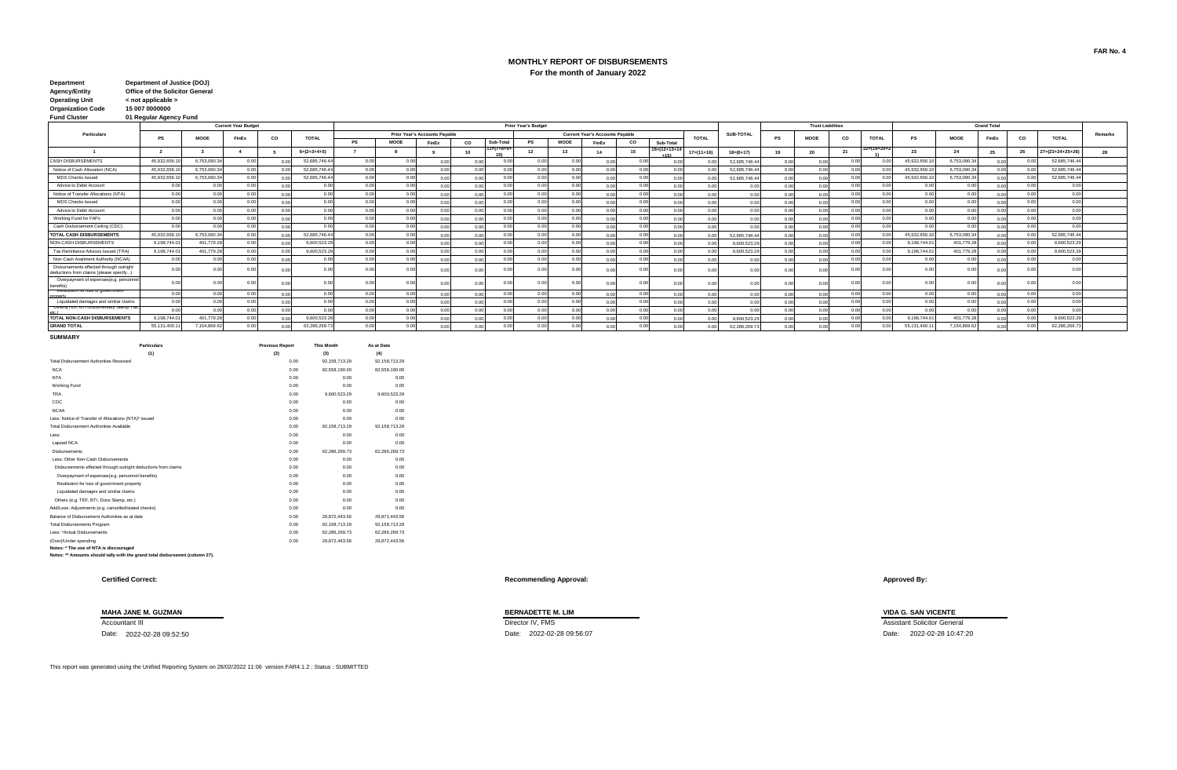FAR No. 4

# MONTHLY REPORT OF DISBURSEMENTS
## For the month of January 2022

**Department** Department of Justice (DOJ)
**Agency/Entity** Office of the Solicitor General
**Operating Unit** < not applicable >
**Organization Code** 15 007 0000000
**Fund Cluster** 01 Regular Agency Fund

| Particulars | Current Year Budget | | | | | Prior Year's Budget | | | | | | | | | | | | | SUB-TOTAL | Trust Liabilities | | | | | Grand Total | | | | | Remarks |
|---|---|---|---|---|---|---|---|---|---|---|---|---|---|---|---|---|---|---|---|---|---|---|---|---|---|---|---|---|---|---|
| | | | | | | Prior Year's Accounts Payable | | | | | Current Year's Accounts Payable | | | | | TOTAL | | | | | | | | | | | | | | |
| | PS | MOOE | FinEx | CO | TOTAL | PS | MOOE | FinEx | CO | Sub-Total | PS | MOOE | FinEx | CO | Sub-Total | | | | | PS | MOOE | CO | TOTAL | PS | MOOE | FinEx | CO | TOTAL | |
| 1 | 2 | 3 | 4 | 5 | 6=(2+3+4+5) | 7 | 8 | 9 | 10 | 11=(7+8+9+10) | 12 | 13 | 14 | 15 | 16=(12+13+14+15) | 17=(11+16) | | | 18=(6+17) | 19 | 20 | 21 | 22=(19+20+21) | 23 | 24 | 25 | 26 | 27=(23+24+25+26) | 28 |
| CASH DISBURSEMENTS | 45,932,656.10 | 6,753,090.34 | 0.00 | 0.00 | 52,685,746.44 | 0.00 | 0.00 | 0.00 | 0.00 | 0.00 | 0.00 | 0.00 | 0.00 | 0.00 | 0.00 | 0.00 | | | 52,685,746.44 | 0.00 | 0.00 | 0.00 | 0.00 | 45,932,656.10 | 6,753,090.34 | 0.00 | 0.00 | 52,685,746.44 | |
| Notice of Cash Allocation (NCA) | 45,932,656.10 | 6,753,090.34 | 0.00 | 0.00 | 52,685,746.44 | 0.00 | 0.00 | 0.00 | 0.00 | 0.00 | 0.00 | 0.00 | 0.00 | 0.00 | 0.00 | 0.00 | | | 52,685,746.44 | 0.00 | 0.00 | 0.00 | 0.00 | 45,932,656.10 | 6,753,090.34 | 0.00 | 0.00 | 52,685,746.44 | |
| MDS Checks Issued | 45,932,656.10 | 6,753,090.34 | 0.00 | 0.00 | 52,685,746.44 | 0.00 | 0.00 | 0.00 | 0.00 | 0.00 | 0.00 | 0.00 | 0.00 | 0.00 | 0.00 | 0.00 | | | 52,685,746.44 | 0.00 | 0.00 | 0.00 | 0.00 | 45,932,656.10 | 6,753,090.34 | 0.00 | 0.00 | 52,685,746.44 | |
| Advice to Debit Account | 0.00 | 0.00 | 0.00 | 0.00 | 0.00 | 0.00 | 0.00 | 0.00 | 0.00 | 0.00 | 0.00 | 0.00 | 0.00 | 0.00 | 0.00 | 0.00 | | | 0.00 | 0.00 | 0.00 | 0.00 | 0.00 | 0.00 | 0.00 | 0.00 | 0.00 | 0.00 | |
| Notice of Transfer Allocations (NTA) | 0.00 | 0.00 | 0.00 | 0.00 | 0.00 | 0.00 | 0.00 | 0.00 | 0.00 | 0.00 | 0.00 | 0.00 | 0.00 | 0.00 | 0.00 | 0.00 | | | 0.00 | 0.00 | 0.00 | 0.00 | 0.00 | 0.00 | 0.00 | 0.00 | 0.00 | 0.00 | |
| MDS Checks Issued | 0.00 | 0.00 | 0.00 | 0.00 | 0.00 | 0.00 | 0.00 | 0.00 | 0.00 | 0.00 | 0.00 | 0.00 | 0.00 | 0.00 | 0.00 | 0.00 | | | 0.00 | 0.00 | 0.00 | 0.00 | 0.00 | 0.00 | 0.00 | 0.00 | 0.00 | 0.00 | |
| Advice to Debit Account | 0.00 | 0.00 | 0.00 | 0.00 | 0.00 | 0.00 | 0.00 | 0.00 | 0.00 | 0.00 | 0.00 | 0.00 | 0.00 | 0.00 | 0.00 | 0.00 | | | 0.00 | 0.00 | 0.00 | 0.00 | 0.00 | 0.00 | 0.00 | 0.00 | 0.00 | 0.00 | |
| Working Fund for FAPs | 0.00 | 0.00 | 0.00 | 0.00 | 0.00 | 0.00 | 0.00 | 0.00 | 0.00 | 0.00 | 0.00 | 0.00 | 0.00 | 0.00 | 0.00 | 0.00 | | | 0.00 | 0.00 | 0.00 | 0.00 | 0.00 | 0.00 | 0.00 | 0.00 | 0.00 | 0.00 | |
| Cash Disbursement Ceiling (CDC) | 0.00 | 0.00 | 0.00 | 0.00 | 0.00 | 0.00 | 0.00 | 0.00 | 0.00 | 0.00 | 0.00 | 0.00 | 0.00 | 0.00 | 0.00 | 0.00 | | | 0.00 | 0.00 | 0.00 | 0.00 | 0.00 | 0.00 | 0.00 | 0.00 | 0.00 | 0.00 | |
| TOTAL CASH DISBURSEMENTS | 45,932,656.10 | 6,753,090.34 | 0.00 | 0.00 | 52,685,746.44 | 0.00 | 0.00 | 0.00 | 0.00 | 0.00 | 0.00 | 0.00 | 0.00 | 0.00 | 0.00 | 0.00 | | | 52,685,746.44 | 0.00 | 0.00 | 0.00 | 0.00 | 45,932,656.10 | 6,753,090.34 | 0.00 | 0.00 | 52,685,746.44 | |
| NON-CASH DISBURSEMENTS | 9,198,744.01 | 401,779.28 | 0.00 | 0.00 | 9,600,523.29 | 0.00 | 0.00 | 0.00 | 0.00 | 0.00 | 0.00 | 0.00 | 0.00 | 0.00 | 0.00 | 0.00 | | | 9,600,523.29 | 0.00 | 0.00 | 0.00 | 0.00 | 9,198,744.01 | 401,779.28 | 0.00 | 0.00 | 9,600,523.29 | |
| Tax Remittance Advices Issued (TRA) | 9,198,744.01 | 401,779.28 | 0.00 | 0.00 | 9,600,523.29 | 0.00 | 0.00 | 0.00 | 0.00 | 0.00 | 0.00 | 0.00 | 0.00 | 0.00 | 0.00 | 0.00 | | | 9,600,523.29 | 0.00 | 0.00 | 0.00 | 0.00 | 9,198,744.01 | 401,779.28 | 0.00 | 0.00 | 9,600,523.29 | |
| Non-Cash Availment Authority (NCAA) | 0.00 | 0.00 | 0.00 | 0.00 | 0.00 | 0.00 | 0.00 | 0.00 | 0.00 | 0.00 | 0.00 | 0.00 | 0.00 | 0.00 | 0.00 | 0.00 | | | 0.00 | 0.00 | 0.00 | 0.00 | 0.00 | 0.00 | 0.00 | 0.00 | 0.00 | 0.00 | |
| Disbursements effected through outright deductions from claims (please specify...) | 0.00 | 0.00 | 0.00 | 0.00 | 0.00 | 0.00 | 0.00 | 0.00 | 0.00 | 0.00 | 0.00 | 0.00 | 0.00 | 0.00 | 0.00 | 0.00 | | | 0.00 | 0.00 | 0.00 | 0.00 | 0.00 | 0.00 | 0.00 | 0.00 | 0.00 | 0.00 | |
| Overpayment of expenses(e.g. personnel benefits) | 0.00 | 0.00 | 0.00 | 0.00 | 0.00 | 0.00 | 0.00 | 0.00 | 0.00 | 0.00 | 0.00 | 0.00 | 0.00 | 0.00 | 0.00 | 0.00 | | | 0.00 | 0.00 | 0.00 | 0.00 | 0.00 | 0.00 | 0.00 | 0.00 | 0.00 | 0.00 | |
| Restitution for loss of government property | 0.00 | 0.00 | 0.00 | 0.00 | 0.00 | 0.00 | 0.00 | 0.00 | 0.00 | 0.00 | 0.00 | 0.00 | 0.00 | 0.00 | 0.00 | 0.00 | | | 0.00 | 0.00 | 0.00 | 0.00 | 0.00 | 0.00 | 0.00 | 0.00 | 0.00 | 0.00 | |
| Liquidated damages and similar claims | 0.00 | 0.00 | 0.00 | 0.00 | 0.00 | 0.00 | 0.00 | 0.00 | 0.00 | 0.00 | 0.00 | 0.00 | 0.00 | 0.00 | 0.00 | 0.00 | | | 0.00 | 0.00 | 0.00 | 0.00 | 0.00 | 0.00 | 0.00 | 0.00 | 0.00 | 0.00 | |
| Others (e.g. TEF, BTr, Documentary Stamp Tax, etc.) | 0.00 | 0.00 | 0.00 | 0.00 | 0.00 | 0.00 | 0.00 | 0.00 | 0.00 | 0.00 | 0.00 | 0.00 | 0.00 | 0.00 | 0.00 | 0.00 | | | 0.00 | 0.00 | 0.00 | 0.00 | 0.00 | 0.00 | 0.00 | 0.00 | 0.00 | 0.00 | |
| TOTAL NON-CASH DISBURSEMENTS | 9,198,744.01 | 401,779.28 | 0.00 | 0.00 | 9,600,523.29 | 0.00 | 0.00 | 0.00 | 0.00 | 0.00 | 0.00 | 0.00 | 0.00 | 0.00 | 0.00 | 0.00 | | | 9,600,523.29 | 0.00 | 0.00 | 0.00 | 0.00 | 9,198,744.01 | 401,779.28 | 0.00 | 0.00 | 9,600,523.29 | |
| GRAND TOTAL | 55,131,400.11 | 7,154,869.62 | 0.00 | 0.00 | 62,286,269.73 | 0.00 | 0.00 | 0.00 | 0.00 | 0.00 | 0.00 | 0.00 | 0.00 | 0.00 | 0.00 | 0.00 | | | 62,286,269.73 | 0.00 | 0.00 | 0.00 | 0.00 | 55,131,400.11 | 7,154,869.62 | 0.00 | 0.00 | 62,286,269.73 | |

**SUMMARY**

| Particulars | Previous Report | This Month | As at Date |
|---|---|---|---|
| (1) | (2) | (3) | (4) |
| Total Disbursement Authorities Received | 0.00 | 92,158,713.29 | 92,158,713.29 |
| NCA | 0.00 | 82,558,190.00 | 82,558,190.00 |
| NTA | 0.00 | 0.00 | 0.00 |
| Working Fund | 0.00 | 0.00 | 0.00 |
| TRA | 0.00 | 9,600,523.29 | 9,600,523.29 |
| CDC | 0.00 | 0.00 | 0.00 |
| NCAA | 0.00 | 0.00 | 0.00 |
| Less: Notice of Transfer of Allocations (NTA)* issued | 0.00 | 0.00 | 0.00 |
| Total Disbursement Authorities Available | 0.00 | 92,158,713.29 | 92,158,713.29 |
| Less: | 0.00 | 0.00 | 0.00 |
| Lapsed NCA | 0.00 | 0.00 | 0.00 |
| Disbursements | 0.00 | 62,286,269.73 | 62,286,269.73 |
| Less: Other Non-Cash Disbursements | 0.00 | 0.00 | 0.00 |
| Disbursements effected through outright deductions from claims | 0.00 | 0.00 | 0.00 |
| Overpayment of expenses(e.g. personnel benefits) | 0.00 | 0.00 | 0.00 |
| Restitution for loss of government property | 0.00 | 0.00 | 0.00 |
| Liquidated damages and similar claims | 0.00 | 0.00 | 0.00 |
| Others (e.g. TEF, BTr, Docs Stamp, etc.) | 0.00 | 0.00 | 0.00 |
| Add/Less: Adjustments (e.g. cancelled/staled checks) | 0.00 | 0.00 | 0.00 |
| Balance of Disbursement Authorities as at date | 0.00 | 29,872,443.56 | 29,872,443.56 |
| Total Disbursements Program | 0.00 | 92,158,713.29 | 92,158,713.29 |
| Less: *Actual Disbursements | 0.00 | 62,286,269.73 | 62,286,269.73 |
| (Over)/Under spending | 0.00 | 29,872,443.56 | 29,872,443.56 |

**Notes: * The use of NTA is discouraged**

**Notes: ** Amounts should tally with the grand total disbursemnt (column 27).**

**Certified Correct:**

**MAHA JANE M. GUZMAN**
Accountant III
Date: 2022-02-28 09:52:50

**Recommending Approval:**

**BERNADETTE M. LIM**
Director IV, FMS
Date: 2022-02-28 09:56:07

**Approved By:**

**VIDA G. SAN VICENTE**
Assistant Solicitor General
Date: 2022-02-28 10:47:20

This report was generated using the Unified Reporting System on 28/02/2022 11:06 version.FAR4.1.2 ; Status : SUBMITTED